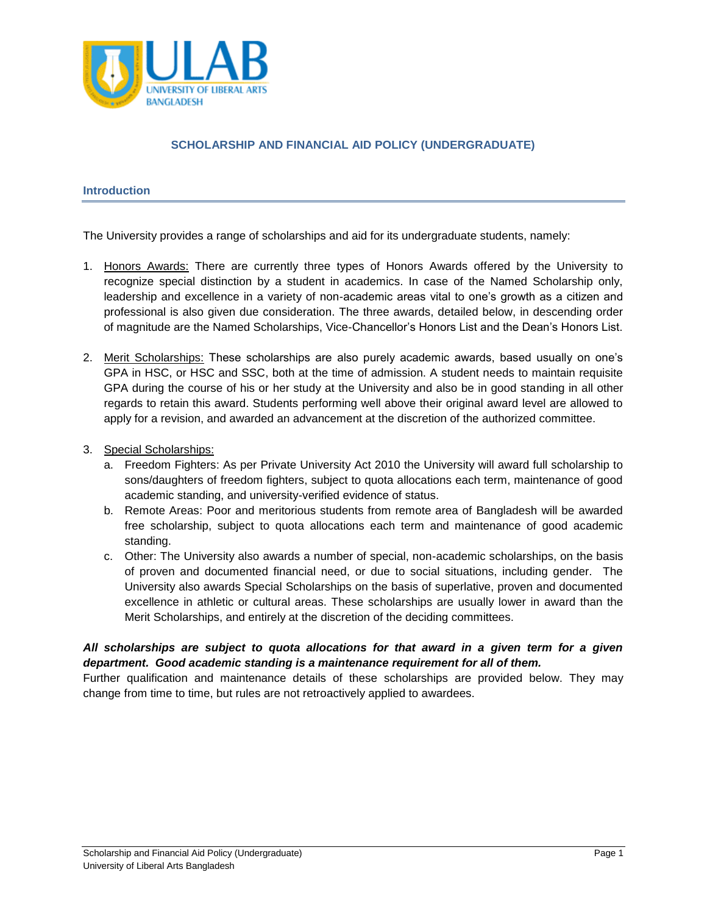# SCHOLARSHIP AND FINANCIAL AID POLICY (UNDERGRADUATE)

## Introduction

The University provides a range of scholarships and aid for its undergraduate students, namely:

1. Honors Awards: There are currently three types of Honors Awards offered by the University to recognize special distinction by a student in academics. In case of the Named Scholarship only, leadership and excellence in a variety of non-academic areas vital to one's growth as a citizen and professional is also given due consideration. The three awards, detailed below, in descending order of magnitude are the Named Scholarships, Vice-Chancellor's Honors List and the Dean's Honors List.

2. Merit Scholarships: These scholarships are also purely academic awards, based usually on one's GPA in HSC, or HSC and SSC, both at the time of admission. A student needs to maintain requisite GPA during the course of his or her study at the University and also be in good standing in all other regards to retain this award. Students performing well above their original award level are allowed to apply for a revision, and awarded an advancement at the discretion of the authorized committee.

3. Special Scholarships:
   a. Freedom Fighters: As per Private University Act 2010 the University will award full scholarship to sons/daughters of freedom fighters, subject to quota allocations each term, maintenance of good academic standing, and university-verified evidence of status.
   b. Remote Areas: Poor and meritorious students from remote area of Bangladesh will be awarded free scholarship, subject to quota allocations each term and maintenance of good academic standing.
   c. Other: The University also awards a number of special, non-academic scholarships, on the basis of proven and documented financial need, or due to social situations, including gender. The University also awards Special Scholarships on the basis of superlative, proven and documented excellence in athletic or cultural areas. These scholarships are usually lower in award than the Merit Scholarships, and entirely at the discretion of the deciding committees.

***All scholarships are subject to quota allocations for that award in a given term for a given department. Good academic standing is a maintenance requirement for all of them.***

Further qualification and maintenance details of these scholarships are provided below. They may change from time to time, but rules are not retroactively applied to awardees.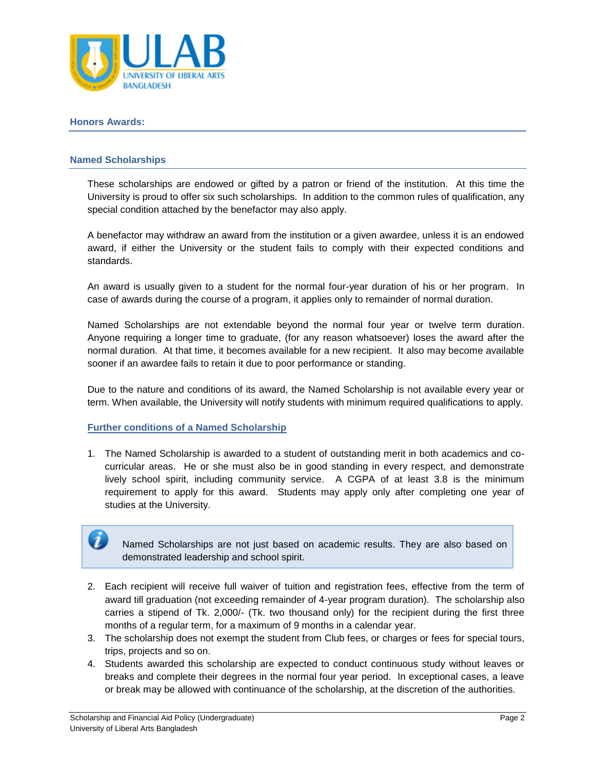## Honors Awards:

### Named Scholarships

These scholarships are endowed or gifted by a patron or friend of the institution. At this time the University is proud to offer six such scholarships. In addition to the common rules of qualification, any special condition attached by the benefactor may also apply.

A benefactor may withdraw an award from the institution or a given awardee, unless it is an endowed award, if either the University or the student fails to comply with their expected conditions and standards.

An award is usually given to a student for the normal four-year duration of his or her program. In case of awards during the course of a program, it applies only to remainder of normal duration.

Named Scholarships are not extendable beyond the normal four year or twelve term duration. Anyone requiring a longer time to graduate, (for any reason whatsoever) loses the award after the normal duration. At that time, it becomes available for a new recipient. It also may become available sooner if an awardee fails to retain it due to poor performance or standing.

Due to the nature and conditions of its award, the Named Scholarship is not available every year or term. When available, the University will notify students with minimum required qualifications to apply.

#### Further conditions of a Named Scholarship

1. The Named Scholarship is awarded to a student of outstanding merit in both academics and co-curricular areas. He or she must also be in good standing in every respect, and demonstrate lively school spirit, including community service. A CGPA of at least 3.8 is the minimum requirement to apply for this award. Students may apply only after completing one year of studies at the University.

> Named Scholarships are not just based on academic results. They are also based on demonstrated leadership and school spirit.

2. Each recipient will receive full waiver of tuition and registration fees, effective from the term of award till graduation (not exceeding remainder of 4-year program duration). The scholarship also carries a stipend of Tk. 2,000/- (Tk. two thousand only) for the recipient during the first three months of a regular term, for a maximum of 9 months in a calendar year.
3. The scholarship does not exempt the student from Club fees, or charges or fees for special tours, trips, projects and so on.
4. Students awarded this scholarship are expected to conduct continuous study without leaves or breaks and complete their degrees in the normal four year period. In exceptional cases, a leave or break may be allowed with continuance of the scholarship, at the discretion of the authorities.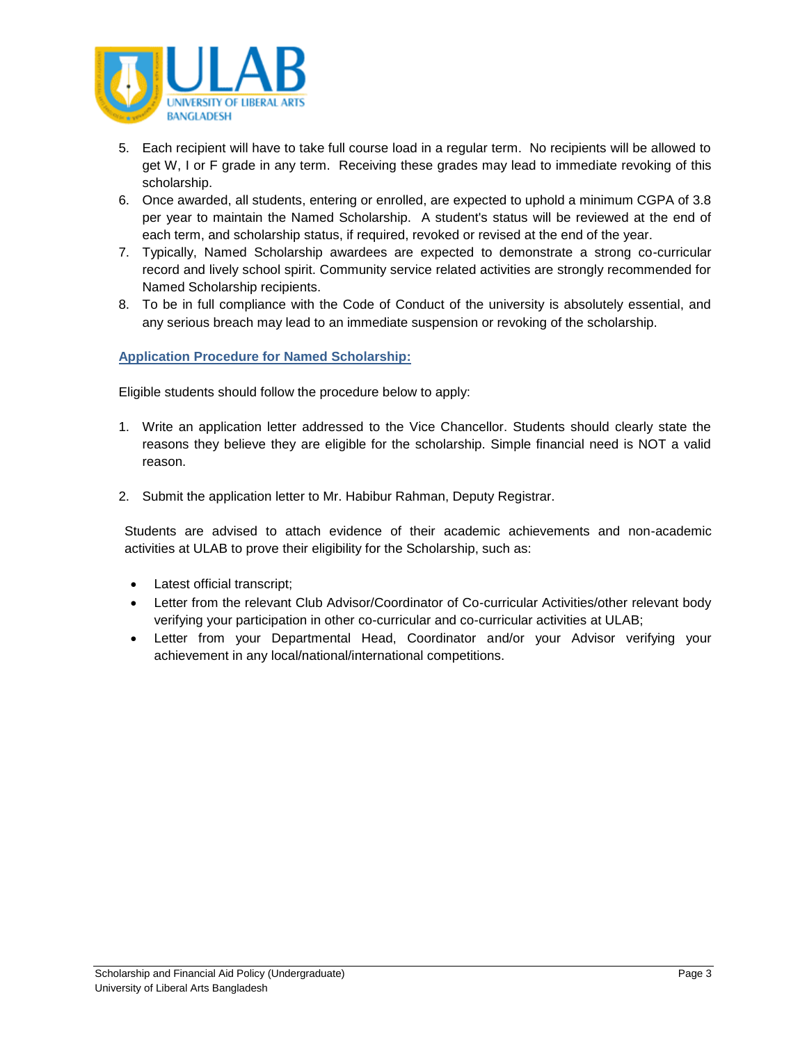5. Each recipient will have to take full course load in a regular term. No recipients will be allowed to get W, I or F grade in any term. Receiving these grades may lead to immediate revoking of this scholarship.
6. Once awarded, all students, entering or enrolled, are expected to uphold a minimum CGPA of 3.8 per year to maintain the Named Scholarship. A student's status will be reviewed at the end of each term, and scholarship status, if required, revoked or revised at the end of the year.
7. Typically, Named Scholarship awardees are expected to demonstrate a strong co-curricular record and lively school spirit. Community service related activities are strongly recommended for Named Scholarship recipients.
8. To be in full compliance with the Code of Conduct of the university is absolutely essential, and any serious breach may lead to an immediate suspension or revoking of the scholarship.

## Application Procedure for Named Scholarship:

Eligible students should follow the procedure below to apply:

1. Write an application letter addressed to the Vice Chancellor. Students should clearly state the reasons they believe they are eligible for the scholarship. Simple financial need is NOT a valid reason.

2. Submit the application letter to Mr. Habibur Rahman, Deputy Registrar.

Students are advised to attach evidence of their academic achievements and non-academic activities at ULAB to prove their eligibility for the Scholarship, such as:

- Latest official transcript;
- Letter from the relevant Club Advisor/Coordinator of Co-curricular Activities/other relevant body verifying your participation in other co-curricular and co-curricular activities at ULAB;
- Letter from your Departmental Head, Coordinator and/or your Advisor verifying your achievement in any local/national/international competitions.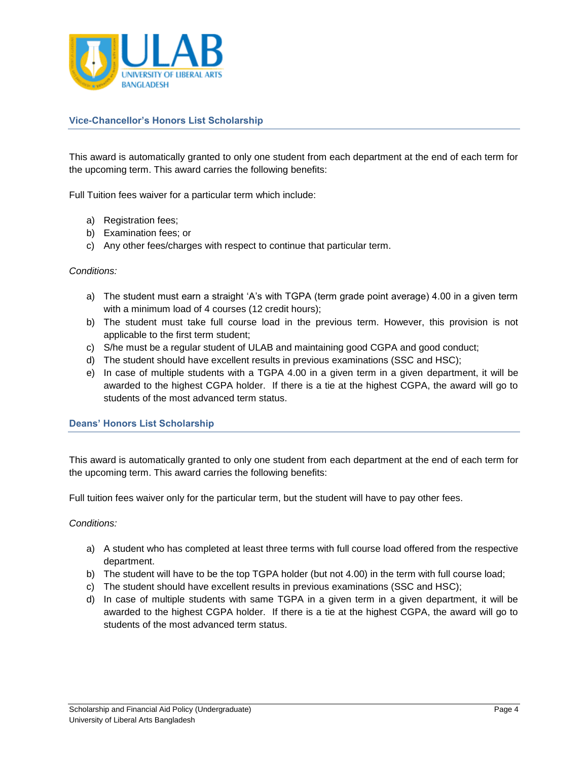## Vice-Chancellor's Honors List Scholarship

This award is automatically granted to only one student from each department at the end of each term for the upcoming term. This award carries the following benefits:

Full Tuition fees waiver for a particular term which include:

a) Registration fees;
b) Examination fees; or
c) Any other fees/charges with respect to continue that particular term.

*Conditions:*

a) The student must earn a straight 'A's with TGPA (term grade point average) 4.00 in a given term with a minimum load of 4 courses (12 credit hours);
b) The student must take full course load in the previous term. However, this provision is not applicable to the first term student;
c) S/he must be a regular student of ULAB and maintaining good CGPA and good conduct;
d) The student should have excellent results in previous examinations (SSC and HSC);
e) In case of multiple students with a TGPA 4.00 in a given term in a given department, it will be awarded to the highest CGPA holder. If there is a tie at the highest CGPA, the award will go to students of the most advanced term status.

## Deans' Honors List Scholarship

This award is automatically granted to only one student from each department at the end of each term for the upcoming term. This award carries the following benefits:

Full tuition fees waiver only for the particular term, but the student will have to pay other fees.

*Conditions:*

a) A student who has completed at least three terms with full course load offered from the respective department.
b) The student will have to be the top TGPA holder (but not 4.00) in the term with full course load;
c) The student should have excellent results in previous examinations (SSC and HSC);
d) In case of multiple students with same TGPA in a given term in a given department, it will be awarded to the highest CGPA holder. If there is a tie at the highest CGPA, the award will go to students of the most advanced term status.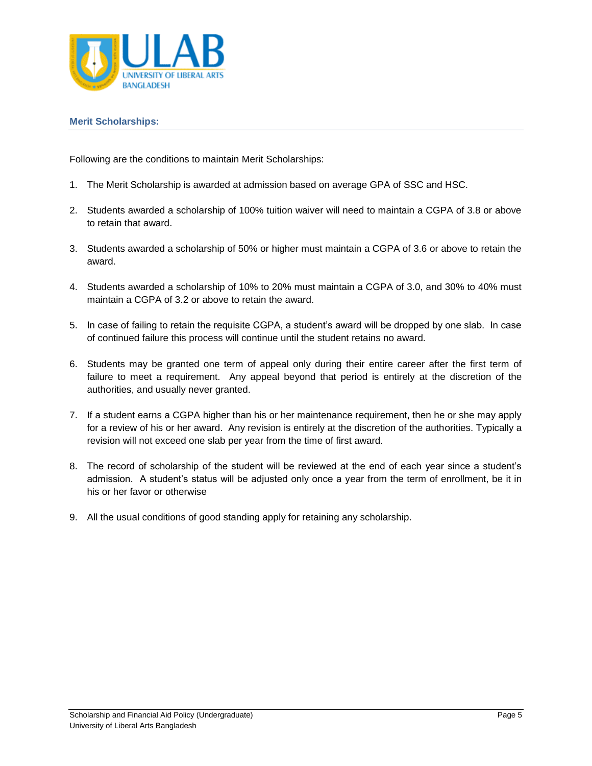## Merit Scholarships:

Following are the conditions to maintain Merit Scholarships:

1. The Merit Scholarship is awarded at admission based on average GPA of SSC and HSC.

2. Students awarded a scholarship of 100% tuition waiver will need to maintain a CGPA of 3.8 or above to retain that award.

3. Students awarded a scholarship of 50% or higher must maintain a CGPA of 3.6 or above to retain the award.

4. Students awarded a scholarship of 10% to 20% must maintain a CGPA of 3.0, and 30% to 40% must maintain a CGPA of 3.2 or above to retain the award.

5. In case of failing to retain the requisite CGPA, a student's award will be dropped by one slab. In case of continued failure this process will continue until the student retains no award.

6. Students may be granted one term of appeal only during their entire career after the first term of failure to meet a requirement. Any appeal beyond that period is entirely at the discretion of the authorities, and usually never granted.

7. If a student earns a CGPA higher than his or her maintenance requirement, then he or she may apply for a review of his or her award. Any revision is entirely at the discretion of the authorities. Typically a revision will not exceed one slab per year from the time of first award.

8. The record of scholarship of the student will be reviewed at the end of each year since a student's admission. A student's status will be adjusted only once a year from the term of enrollment, be it in his or her favor or otherwise

9. All the usual conditions of good standing apply for retaining any scholarship.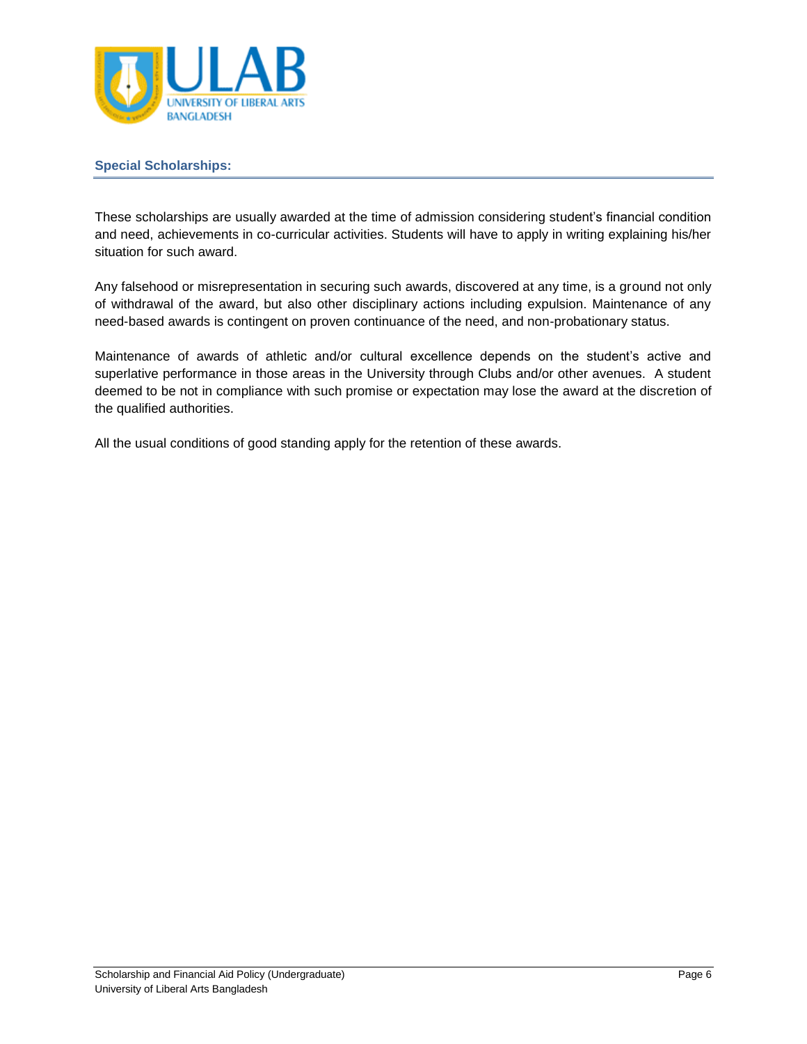## Special Scholarships:

These scholarships are usually awarded at the time of admission considering student's financial condition and need, achievements in co-curricular activities. Students will have to apply in writing explaining his/her situation for such award.

Any falsehood or misrepresentation in securing such awards, discovered at any time, is a ground not only of withdrawal of the award, but also other disciplinary actions including expulsion. Maintenance of any need-based awards is contingent on proven continuance of the need, and non-probationary status.

Maintenance of awards of athletic and/or cultural excellence depends on the student's active and superlative performance in those areas in the University through Clubs and/or other avenues. A student deemed to be not in compliance with such promise or expectation may lose the award at the discretion of the qualified authorities.

All the usual conditions of good standing apply for the retention of these awards.